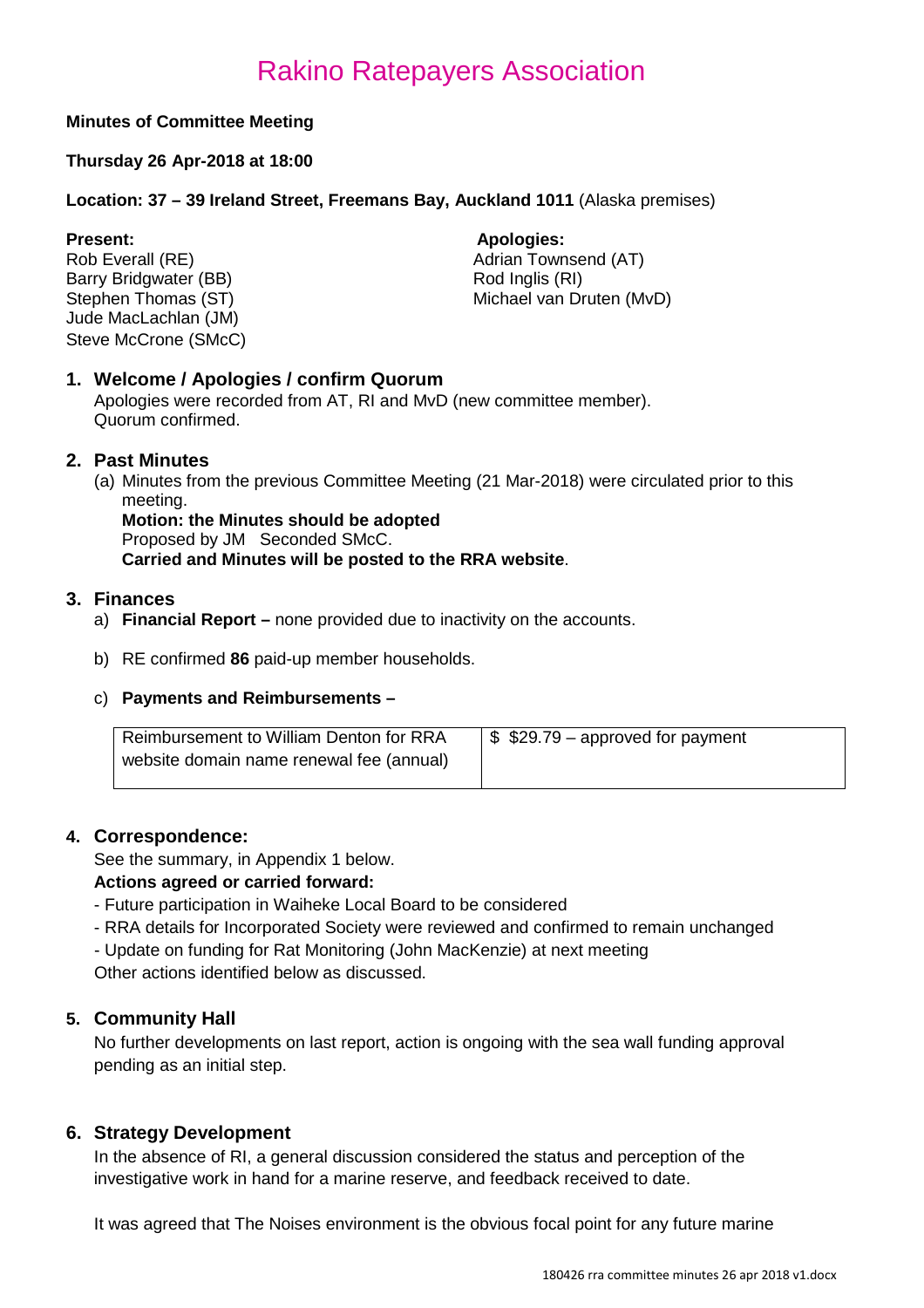# Rakino Ratepayers Association

**Minutes of Committee Meeting**

**Thursday 26 Apr-2018 at 18:00**

**Location: 37 – 39 Ireland Street, Freemans Bay, Auckland 1011** (Alaska premises)

**Present:**
Rob Everall (RE)
Barry Bridgwater (BB)
Stephen Thomas (ST)
Jude MacLachlan (JM)
Steve McCrone (SMcC)

**Apologies:**
Adrian Townsend (AT)
Rod Inglis (RI)
Michael van Druten (MvD)

## 1. Welcome / Apologies / confirm Quorum

Apologies were recorded from AT, RI and MvD (new committee member).
Quorum confirmed.

## 2. Past Minutes

(a) Minutes from the previous Committee Meeting (21 Mar-2018) were circulated prior to this meeting.
**Motion: the Minutes should be adopted**
Proposed by JM Seconded SMcC.
**Carried and Minutes will be posted to the RRA website**.

## 3. Finances

a) **Financial Report –** none provided due to inactivity on the accounts.

b) RE confirmed **86** paid-up member households.

c) **Payments and Reimbursements –**

| Reimbursement to William Denton for RRA website domain name renewal fee (annual) | $ $29.79 – approved for payment |
|---|---|

## 4. Correspondence:

See the summary, in Appendix 1 below.
**Actions agreed or carried forward:**
- Future participation in Waiheke Local Board to be considered
- RRA details for Incorporated Society were reviewed and confirmed to remain unchanged
- Update on funding for Rat Monitoring (John MacKenzie) at next meeting

Other actions identified below as discussed.

## 5. Community Hall

No further developments on last report, action is ongoing with the sea wall funding approval pending as an initial step.

## 6. Strategy Development

In the absence of RI, a general discussion considered the status and perception of the investigative work in hand for a marine reserve, and feedback received to date.

It was agreed that The Noises environment is the obvious focal point for any future marine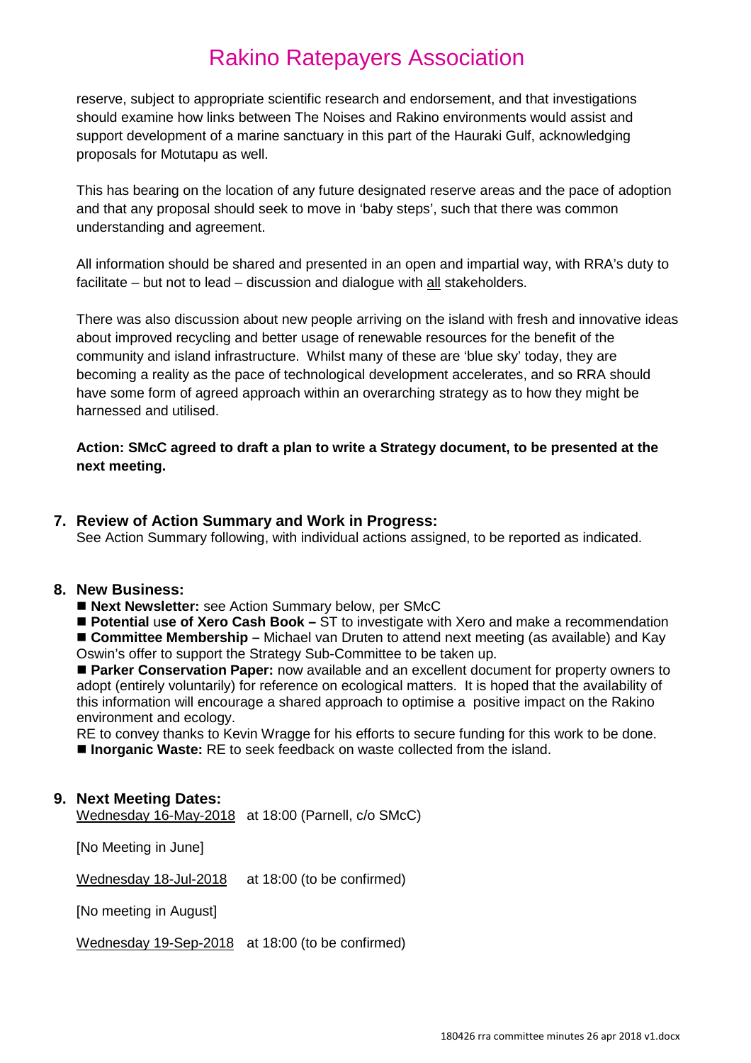reserve, subject to appropriate scientific research and endorsement, and that investigations should examine how links between The Noises and Rakino environments would assist and support development of a marine sanctuary in this part of the Hauraki Gulf, acknowledging proposals for Motutapu as well.

This has bearing on the location of any future designated reserve areas and the pace of adoption and that any proposal should seek to move in 'baby steps', such that there was common understanding and agreement.

All information should be shared and presented in an open and impartial way, with RRA's duty to facilitate – but not to lead – discussion and dialogue with all stakeholders.

There was also discussion about new people arriving on the island with fresh and innovative ideas about improved recycling and better usage of renewable resources for the benefit of the community and island infrastructure. Whilst many of these are 'blue sky' today, they are becoming a reality as the pace of technological development accelerates, and so RRA should have some form of agreed approach within an overarching strategy as to how they might be harnessed and utilised.

**Action: SMcC agreed to draft a plan to write a Strategy document, to be presented at the next meeting.**

## 7. Review of Action Summary and Work in Progress:

See Action Summary following, with individual actions assigned, to be reported as indicated.

## 8. New Business:

- **Next Newsletter:** see Action Summary below, per SMcC
- **Potential use of Xero Cash Book –** ST to investigate with Xero and make a recommendation
- **Committee Membership –** Michael van Druten to attend next meeting (as available) and Kay Oswin's offer to support the Strategy Sub-Committee to be taken up.
- **Parker Conservation Paper:** now available and an excellent document for property owners to adopt (entirely voluntarily) for reference on ecological matters. It is hoped that the availability of this information will encourage a shared approach to optimise a positive impact on the Rakino environment and ecology.

  RE to convey thanks to Kevin Wragge for his efforts to secure funding for this work to be done.
- **Inorganic Waste:** RE to seek feedback on waste collected from the island.

## 9. Next Meeting Dates:

Wednesday 16-May-2018 at 18:00 (Parnell, c/o SMcC)

[No Meeting in June]

Wednesday 18-Jul-2018 at 18:00 (to be confirmed)

[No meeting in August]

Wednesday 19-Sep-2018 at 18:00 (to be confirmed)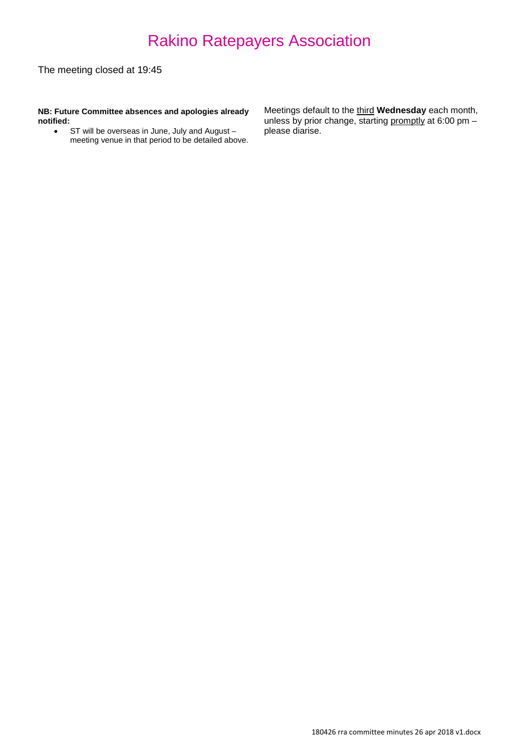The meeting closed at 19:45

**NB: Future Committee absences and apologies already notified:**

- ST will be overseas in June, July and August – meeting venue in that period to be detailed above.

Meetings default to the third **Wednesday** each month, unless by prior change, starting promptly at 6:00 pm – please diarise.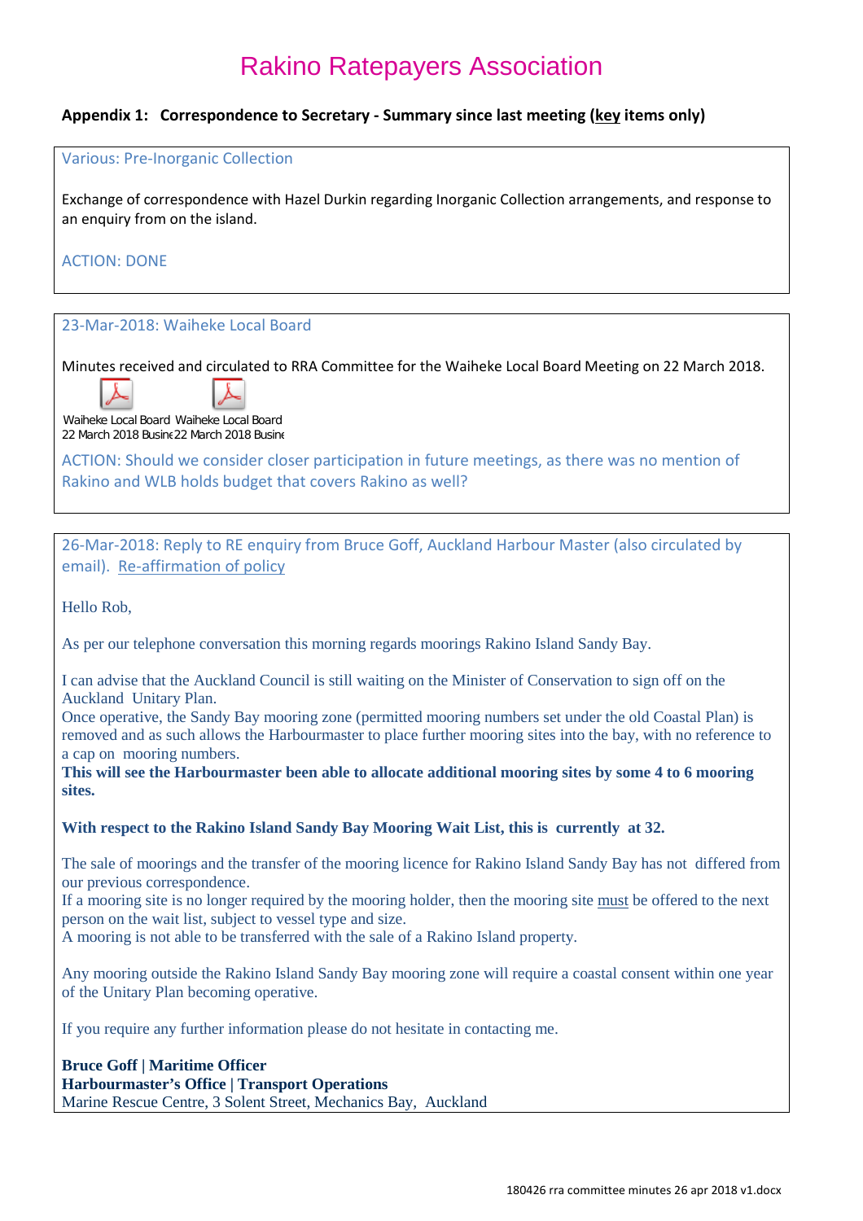# Rakino Ratepayers Association

### Appendix 1: Correspondence to Secretary - Summary since last meeting (key items only)

**Various: Pre-Inorganic Collection**

Exchange of correspondence with Hazel Durkin regarding Inorganic Collection arrangements, and response to an enquiry from on the island.

ACTION: DONE

---

**23-Mar-2018: Waiheke Local Board**

Minutes received and circulated to RRA Committee for the Waiheke Local Board Meeting on 22 March 2018.

Waiheke Local Board 22 March 2018 Busine | Waiheke Local Board 22 March 2018 Busine

ACTION: Should we consider closer participation in future meetings, as there was no mention of Rakino and WLB holds budget that covers Rakino as well?

---

**26-Mar-2018: Reply to RE enquiry from Bruce Goff, Auckland Harbour Master (also circulated by email). Re-affirmation of policy**

Hello Rob,

As per our telephone conversation this morning regards moorings Rakino Island Sandy Bay.

I can advise that the Auckland Council is still waiting on the Minister of Conservation to sign off on the Auckland Unitary Plan.
Once operative, the Sandy Bay mooring zone (permitted mooring numbers set under the old Coastal Plan) is removed and as such allows the Harbourmaster to place further mooring sites into the bay, with no reference to a cap on mooring numbers.
**This will see the Harbourmaster been able to allocate additional mooring sites by some 4 to 6 mooring sites.**

**With respect to the Rakino Island Sandy Bay Mooring Wait List, this is currently at 32.**

The sale of moorings and the transfer of the mooring licence for Rakino Island Sandy Bay has not differed from our previous correspondence.
If a mooring site is no longer required by the mooring holder, then the mooring site must be offered to the next person on the wait list, subject to vessel type and size.
A mooring is not able to be transferred with the sale of a Rakino Island property.

Any mooring outside the Rakino Island Sandy Bay mooring zone will require a coastal consent within one year of the Unitary Plan becoming operative.

If you require any further information please do not hesitate in contacting me.

**Bruce Goff | Maritime Officer**
**Harbourmaster's Office | Transport Operations**
Marine Rescue Centre, 3 Solent Street, Mechanics Bay, Auckland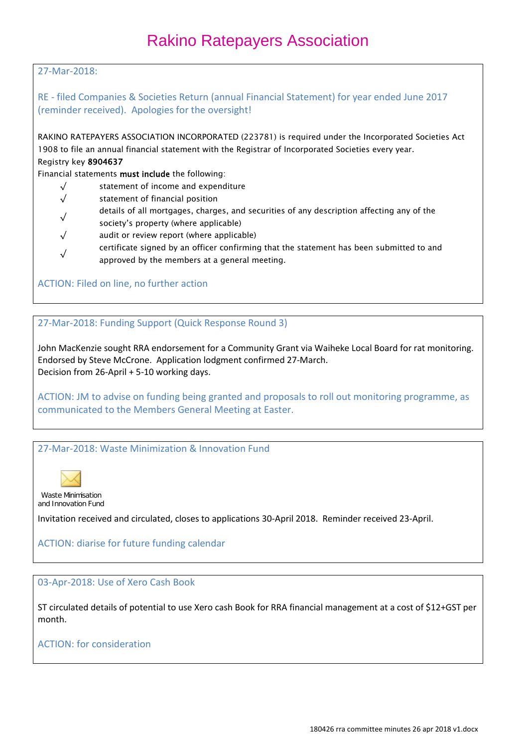# Rakino Ratepayers Association

27-Mar-2018:

RE - filed Companies & Societies Return (annual Financial Statement) for year ended June 2017 (reminder received). Apologies for the oversight!

RAKINO RATEPAYERS ASSOCIATION INCORPORATED (223781) is required under the Incorporated Societies Act 1908 to file an annual financial statement with the Registrar of Incorporated Societies every year.
Registry key **8904637**
Financial statements **must include** the following:

- √ statement of income and expenditure
- √ statement of financial position
- √ details of all mortgages, charges, and securities of any description affecting any of the society's property (where applicable)
- √ audit or review report (where applicable)
- √ certificate signed by an officer confirming that the statement has been submitted to and approved by the members at a general meeting.

ACTION: Filed on line, no further action

---

27-Mar-2018: Funding Support (Quick Response Round 3)

John MacKenzie sought RRA endorsement for a Community Grant via Waiheke Local Board for rat monitoring. Endorsed by Steve McCrone. Application lodgment confirmed 27-March.
Decision from 26-April + 5-10 working days.

ACTION: JM to advise on funding being granted and proposals to roll out monitoring programme, as communicated to the Members General Meeting at Easter.

---

27-Mar-2018: Waste Minimization & Innovation Fund

Waste Minimisation and Innovation Fund

Invitation received and circulated, closes to applications 30-April 2018. Reminder received 23-April.

ACTION: diarise for future funding calendar

---

03-Apr-2018: Use of Xero Cash Book

ST circulated details of potential to use Xero cash Book for RRA financial management at a cost of $12+GST per month.

ACTION: for consideration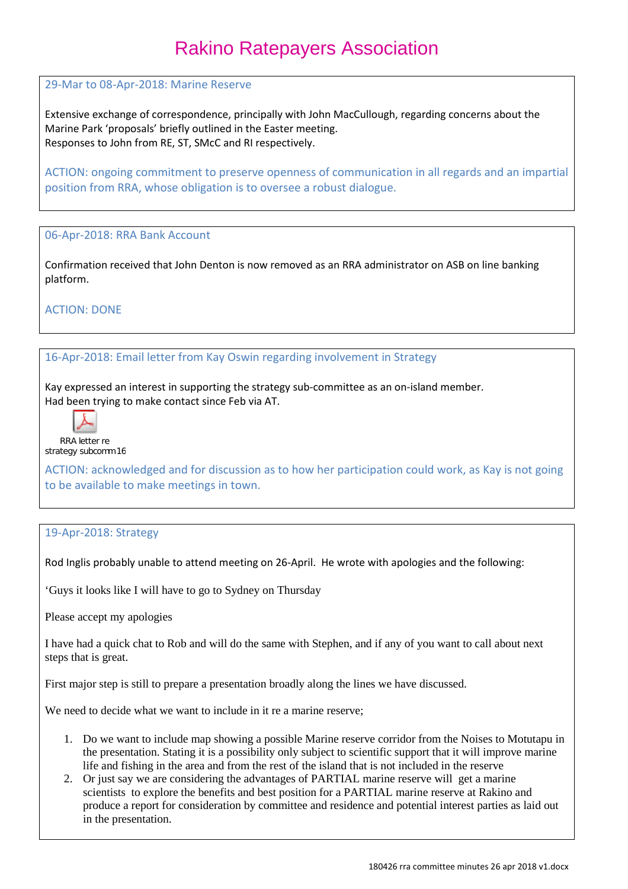# Rakino Ratepayers Association

### 29-Mar to 08-Apr-2018: Marine Reserve

Extensive exchange of correspondence, principally with John MacCullough, regarding concerns about the Marine Park 'proposals' briefly outlined in the Easter meeting.
Responses to John from RE, ST, SMcC and RI respectively.

ACTION: ongoing commitment to preserve openness of communication in all regards and an impartial position from RRA, whose obligation is to oversee a robust dialogue.

### 06-Apr-2018: RRA Bank Account

Confirmation received that John Denton is now removed as an RRA administrator on ASB on line banking platform.

ACTION: DONE

### 16-Apr-2018: Email letter from Kay Oswin regarding involvement in Strategy

Kay expressed an interest in supporting the strategy sub-committee as an on-island member.
Had been trying to make contact since Feb via AT.

RRA letter re strategy subcomm16

ACTION: acknowledged and for discussion as to how her participation could work, as Kay is not going to be available to make meetings in town.

### 19-Apr-2018: Strategy

Rod Inglis probably unable to attend meeting on 26-April. He wrote with apologies and the following:

'Guys it looks like I will have to go to Sydney on Thursday

Please accept my apologies

I have had a quick chat to Rob and will do the same with Stephen, and if any of you want to call about next steps that is great.

First major step is still to prepare a presentation broadly along the lines we have discussed.

We need to decide what we want to include in it re a marine reserve;

1. Do we want to include map showing a possible Marine reserve corridor from the Noises to Motutapu in the presentation. Stating it is a possibility only subject to scientific support that it will improve marine life and fishing in the area and from the rest of the island that is not included in the reserve
2. Or just say we are considering the advantages of PARTIAL marine reserve will get a marine scientists to explore the benefits and best position for a PARTIAL marine reserve at Rakino and produce a report for consideration by committee and residence and potential interest parties as laid out in the presentation.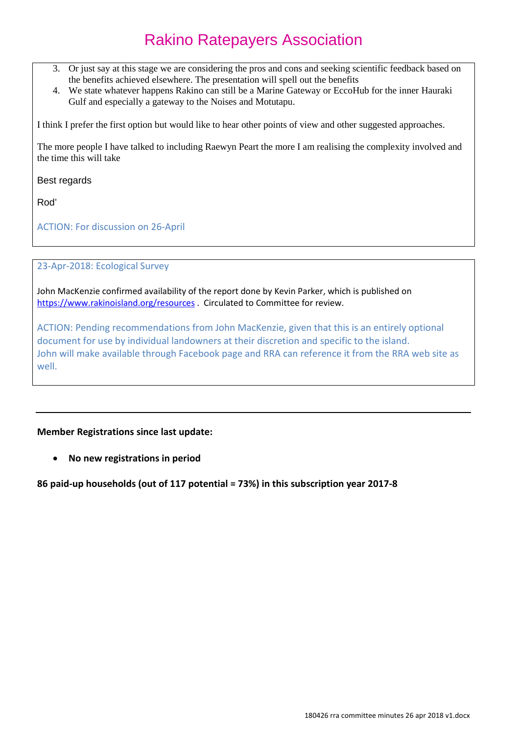3. Or just say at this stage we are considering the pros and cons and seeking scientific feedback based on the benefits achieved elsewhere. The presentation will spell out the benefits
4. We state whatever happens Rakino can still be a Marine Gateway or EccoHub for the inner Hauraki Gulf and especially a gateway to the Noises and Motutapu.

I think I prefer the first option but would like to hear other points of view and other suggested approaches.

The more people I have talked to including Raewyn Peart the more I am realising the complexity involved and the time this will take

Best regards

Rod'

ACTION: For discussion on 26-April

---

23-Apr-2018: Ecological Survey

John MacKenzie confirmed availability of the report done by Kevin Parker, which is published on https://www.rakinoisland.org/resources . Circulated to Committee for review.

ACTION: Pending recommendations from John MacKenzie, given that this is an entirely optional document for use by individual landowners at their discretion and specific to the island.
John will make available through Facebook page and RRA can reference it from the RRA web site as well.

---

**Member Registrations since last update:**

- **No new registrations in period**

**86 paid-up households (out of 117 potential = 73%) in this subscription year 2017-8**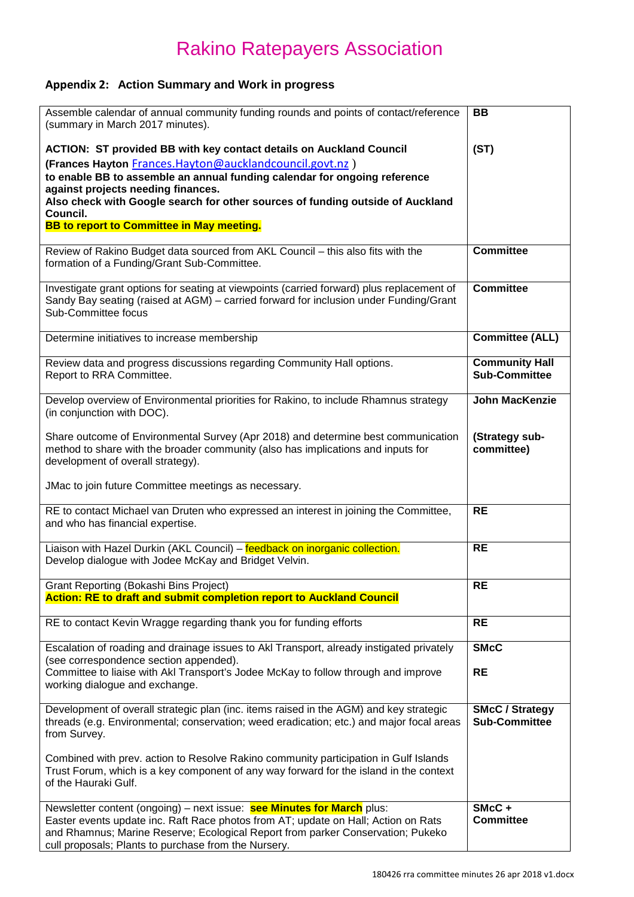# Rakino Ratepayers Association

## Appendix 2: Action Summary and Work in progress

| | |
|---|---|
| Assemble calendar of annual community funding rounds and points of contact/reference (summary in March 2017 minutes).<br><br>**ACTION: ST provided BB with key contact details on Auckland Council (Frances Hayton** Frances.Hayton@aucklandcouncil.govt.nz **)**<br>**to enable BB to assemble an annual funding calendar for ongoing reference against projects needing finances.**<br>**Also check with Google search for other sources of funding outside of Auckland Council.**<br>**BB to report to Committee in May meeting.** | **BB**<br><br>**(ST)** |
| Review of Rakino Budget data sourced from AKL Council – this also fits with the formation of a Funding/Grant Sub-Committee. | **Committee** |
| Investigate grant options for seating at viewpoints (carried forward) plus replacement of Sandy Bay seating (raised at AGM) – carried forward for inclusion under Funding/Grant Sub-Committee focus | **Committee** |
| Determine initiatives to increase membership | **Committee (ALL)** |
| Review data and progress discussions regarding Community Hall options.<br>Report to RRA Committee. | **Community Hall Sub-Committee** |
| Develop overview of Environmental priorities for Rakino, to include Rhamnus strategy (in conjunction with DOC).<br><br>Share outcome of Environmental Survey (Apr 2018) and determine best communication method to share with the broader community (also has implications and inputs for development of overall strategy).<br><br>JMac to join future Committee meetings as necessary. | **John MacKenzie**<br><br>**(Strategy sub-committee)** |
| RE to contact Michael van Druten who expressed an interest in joining the Committee, and who has financial expertise. | **RE** |
| Liaison with Hazel Durkin (AKL Council) – feedback on inorganic collection.<br>Develop dialogue with Jodee McKay and Bridget Velvin. | **RE** |
| Grant Reporting (Bokashi Bins Project)<br>**Action: RE to draft and submit completion report to Auckland Council** | **RE** |
| RE to contact Kevin Wragge regarding thank you for funding efforts | **RE** |
| Escalation of roading and drainage issues to Akl Transport, already instigated privately (see correspondence section appended).<br>Committee to liaise with Akl Transport's Jodee McKay to follow through and improve working dialogue and exchange. | **SMcC**<br><br>**RE** |
| Development of overall strategic plan (inc. items raised in the AGM) and key strategic threads (e.g. Environmental; conservation; weed eradication; etc.) and major focal areas from Survey.<br><br>Combined with prev. action to Resolve Rakino community participation in Gulf Islands Trust Forum, which is a key component of any way forward for the island in the context of the Hauraki Gulf. | **SMcC / Strategy Sub-Committee** |
| Newsletter content (ongoing) – next issue: **see Minutes for March** plus:<br>Easter events update inc. Raft Race photos from AT; update on Hall; Action on Rats and Rhamnus; Marine Reserve; Ecological Report from parker Conservation; Pukeko cull proposals; Plants to purchase from the Nursery. | **SMcC + Committee** |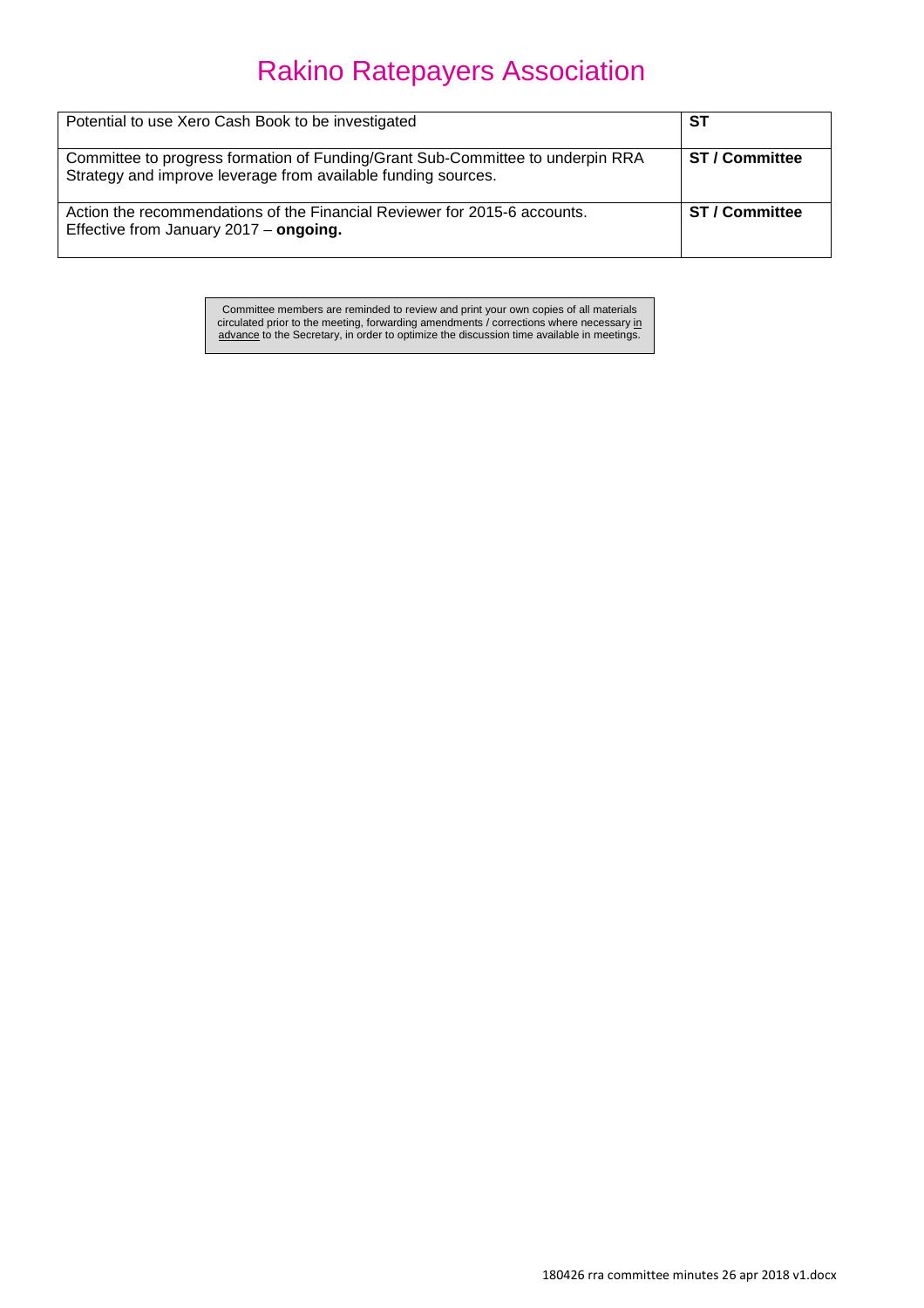| | |
|---|---|
| Potential to use Xero Cash Book to be investigated | **ST** |
| Committee to progress formation of Funding/Grant Sub-Committee to underpin RRA Strategy and improve leverage from available funding sources. | **ST / Committee** |
| Action the recommendations of the Financial Reviewer for 2015-6 accounts. Effective from January 2017 – **ongoing.** | **ST / Committee** |

Committee members are reminded to review and print your own copies of all materials circulated prior to the meeting, forwarding amendments / corrections where necessary in advance to the Secretary, in order to optimize the discussion time available in meetings.